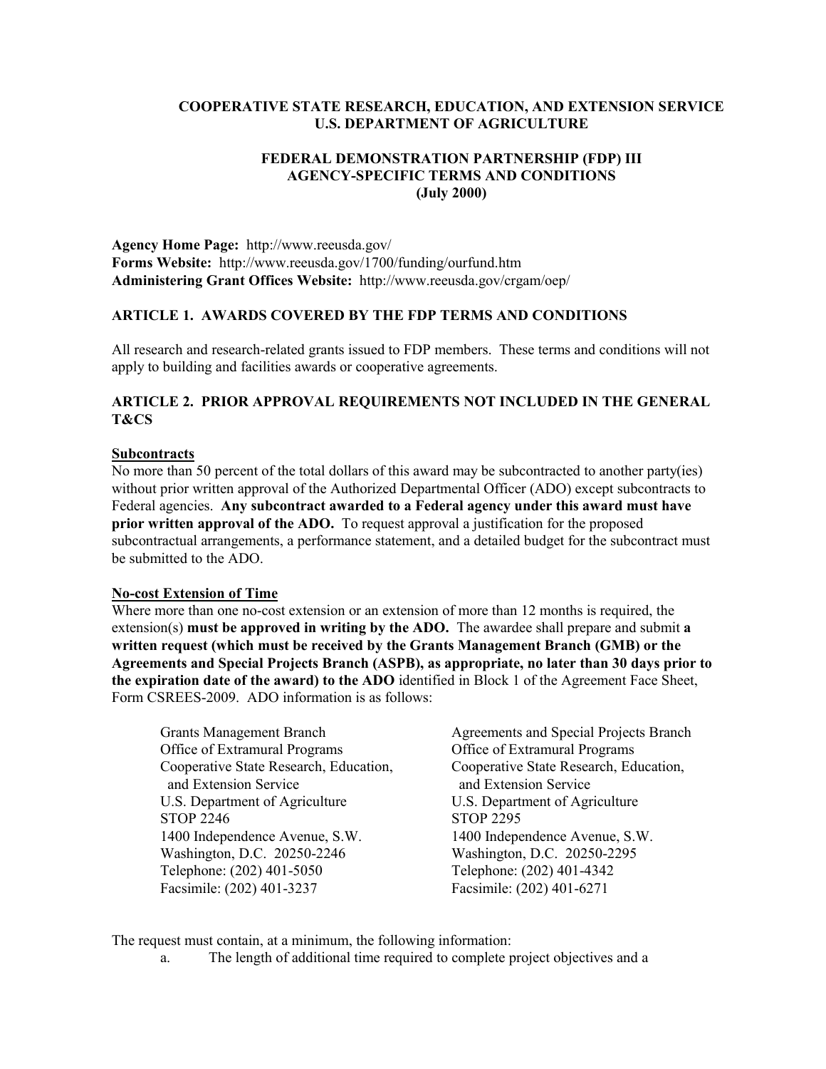**COOPERATIVE STATE RESEARCH, EDUCATION, AND EXTENSION SERVICE**
**U.S. DEPARTMENT OF AGRICULTURE**

**FEDERAL DEMONSTRATION PARTNERSHIP (FDP) III**
**AGENCY-SPECIFIC TERMS AND CONDITIONS**
**(July 2000)**

**Agency Home Page:** http://www.reeusda.gov/
**Forms Website:** http://www.reeusda.gov/1700/funding/ourfund.htm
**Administering Grant Offices Website:** http://www.reeusda.gov/crgam/oep/

## ARTICLE 1. AWARDS COVERED BY THE FDP TERMS AND CONDITIONS

All research and research-related grants issued to FDP members. These terms and conditions will not apply to building and facilities awards or cooperative agreements.

## ARTICLE 2. PRIOR APPROVAL REQUIREMENTS NOT INCLUDED IN THE GENERAL T&CS

### Subcontracts

No more than 50 percent of the total dollars of this award may be subcontracted to another party(ies) without prior written approval of the Authorized Departmental Officer (ADO) except subcontracts to Federal agencies. **Any subcontract awarded to a Federal agency under this award must have prior written approval of the ADO.** To request approval a justification for the proposed subcontractual arrangements, a performance statement, and a detailed budget for the subcontract must be submitted to the ADO.

### No-cost Extension of Time

Where more than one no-cost extension or an extension of more than 12 months is required, the extension(s) **must be approved in writing by the ADO.** The awardee shall prepare and submit **a written request (which must be received by the Grants Management Branch (GMB) or the Agreements and Special Projects Branch (ASPB), as appropriate, no later than 30 days prior to the expiration date of the award) to the ADO** identified in Block 1 of the Agreement Face Sheet, Form CSREES-2009. ADO information is as follows:

Grants Management Branch
Office of Extramural Programs
Cooperative State Research, Education, and Extension Service
U.S. Department of Agriculture
STOP 2246
1400 Independence Avenue, S.W.
Washington, D.C. 20250-2246
Telephone: (202) 401-5050
Facsimile: (202) 401-3237

Agreements and Special Projects Branch
Office of Extramural Programs
Cooperative State Research, Education, and Extension Service
U.S. Department of Agriculture
STOP 2295
1400 Independence Avenue, S.W.
Washington, D.C. 20250-2295
Telephone: (202) 401-4342
Facsimile: (202) 401-6271

The request must contain, at a minimum, the following information:

a. The length of additional time required to complete project objectives and a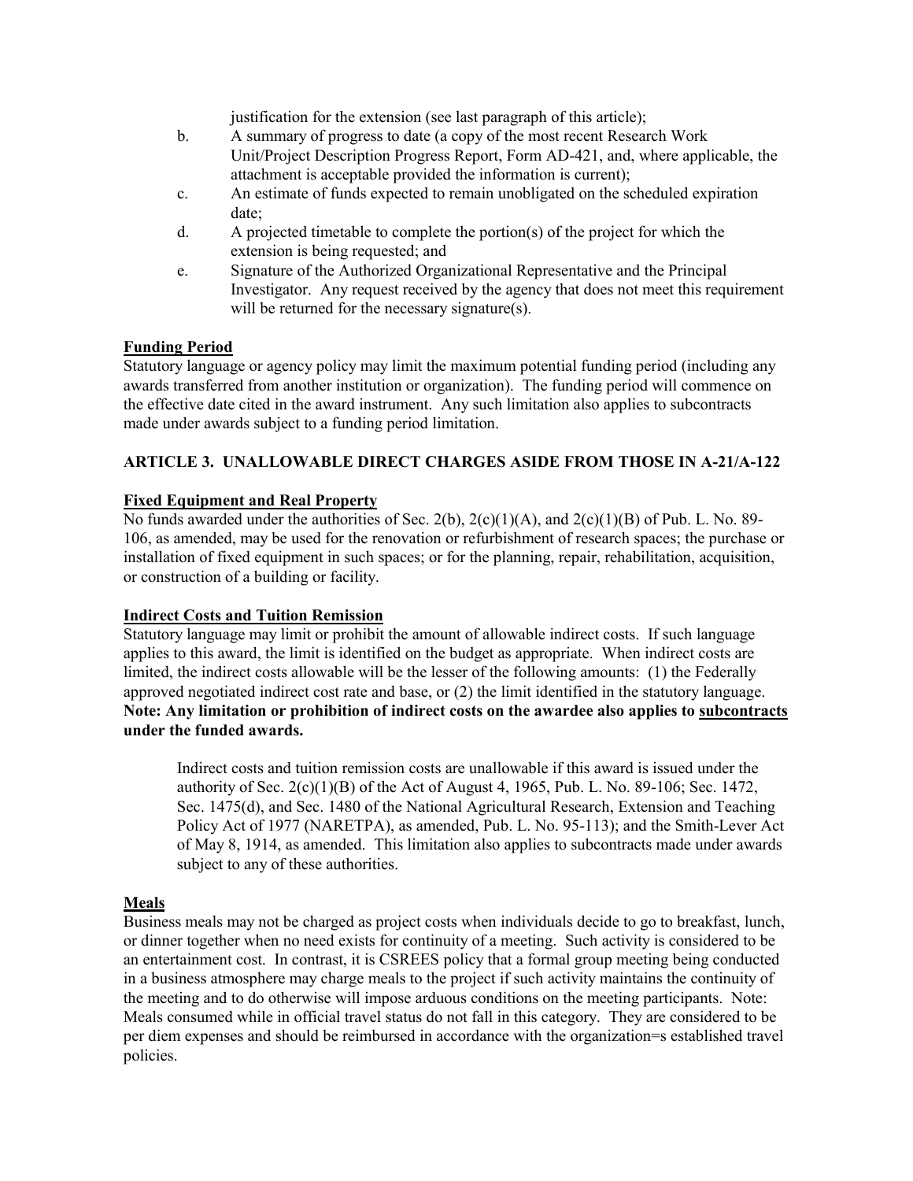justification for the extension (see last paragraph of this article);

b. A summary of progress to date (a copy of the most recent Research Work Unit/Project Description Progress Report, Form AD-421, and, where applicable, the attachment is acceptable provided the information is current);

c. An estimate of funds expected to remain unobligated on the scheduled expiration date;

d. A projected timetable to complete the portion(s) of the project for which the extension is being requested; and

e. Signature of the Authorized Organizational Representative and the Principal Investigator. Any request received by the agency that does not meet this requirement will be returned for the necessary signature(s).

**Funding Period**

Statutory language or agency policy may limit the maximum potential funding period (including any awards transferred from another institution or organization). The funding period will commence on the effective date cited in the award instrument. Any such limitation also applies to subcontracts made under awards subject to a funding period limitation.

## ARTICLE 3. UNALLOWABLE DIRECT CHARGES ASIDE FROM THOSE IN A-21/A-122

**Fixed Equipment and Real Property**

No funds awarded under the authorities of Sec. 2(b), 2(c)(1)(A), and 2(c)(1)(B) of Pub. L. No. 89-106, as amended, may be used for the renovation or refurbishment of research spaces; the purchase or installation of fixed equipment in such spaces; or for the planning, repair, rehabilitation, acquisition, or construction of a building or facility.

**Indirect Costs and Tuition Remission**

Statutory language may limit or prohibit the amount of allowable indirect costs. If such language applies to this award, the limit is identified on the budget as appropriate. When indirect costs are limited, the indirect costs allowable will be the lesser of the following amounts: (1) the Federally approved negotiated indirect cost rate and base, or (2) the limit identified in the statutory language. **Note: Any limitation or prohibition of indirect costs on the awardee also applies to subcontracts under the funded awards.**

> Indirect costs and tuition remission costs are unallowable if this award is issued under the authority of Sec. 2(c)(1)(B) of the Act of August 4, 1965, Pub. L. No. 89-106; Sec. 1472, Sec. 1475(d), and Sec. 1480 of the National Agricultural Research, Extension and Teaching Policy Act of 1977 (NARETPA), as amended, Pub. L. No. 95-113); and the Smith-Lever Act of May 8, 1914, as amended. This limitation also applies to subcontracts made under awards subject to any of these authorities.

**Meals**

Business meals may not be charged as project costs when individuals decide to go to breakfast, lunch, or dinner together when no need exists for continuity of a meeting. Such activity is considered to be an entertainment cost. In contrast, it is CSREES policy that a formal group meeting being conducted in a business atmosphere may charge meals to the project if such activity maintains the continuity of the meeting and to do otherwise will impose arduous conditions on the meeting participants. Note: Meals consumed while in official travel status do not fall in this category. They are considered to be per diem expenses and should be reimbursed in accordance with the organization=s established travel policies.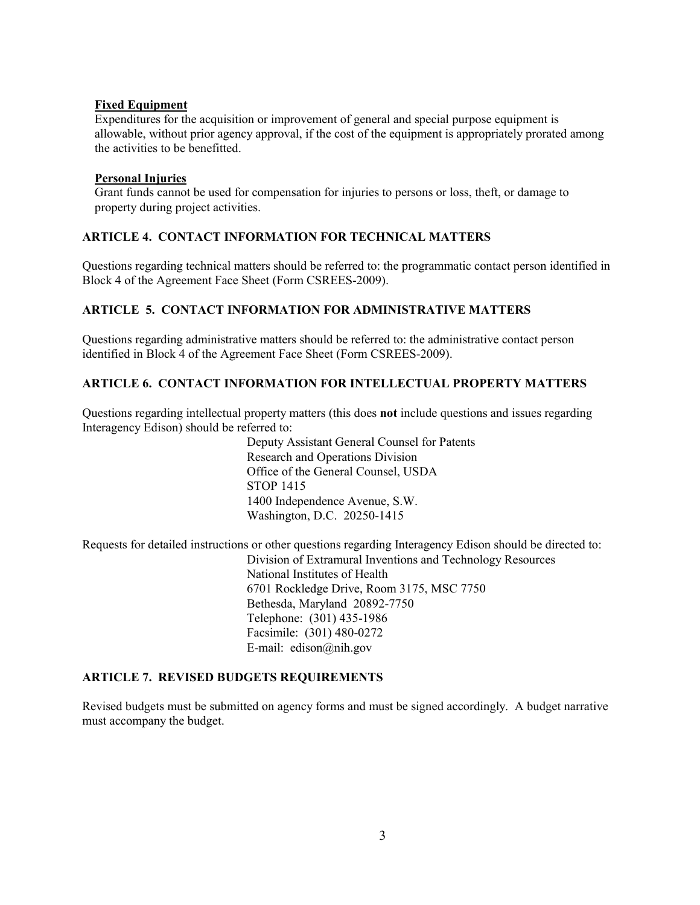**Fixed Equipment**

Expenditures for the acquisition or improvement of general and special purpose equipment is allowable, without prior agency approval, if the cost of the equipment is appropriately prorated among the activities to be benefitted.

**Personal Injuries**

Grant funds cannot be used for compensation for injuries to persons or loss, theft, or damage to property during project activities.

## ARTICLE 4. CONTACT INFORMATION FOR TECHNICAL MATTERS

Questions regarding technical matters should be referred to: the programmatic contact person identified in Block 4 of the Agreement Face Sheet (Form CSREES-2009).

## ARTICLE 5. CONTACT INFORMATION FOR ADMINISTRATIVE MATTERS

Questions regarding administrative matters should be referred to: the administrative contact person identified in Block 4 of the Agreement Face Sheet (Form CSREES-2009).

## ARTICLE 6. CONTACT INFORMATION FOR INTELLECTUAL PROPERTY MATTERS

Questions regarding intellectual property matters (this does **not** include questions and issues regarding Interagency Edison) should be referred to:

Deputy Assistant General Counsel for Patents
Research and Operations Division
Office of the General Counsel, USDA
STOP 1415
1400 Independence Avenue, S.W.
Washington, D.C. 20250-1415

Requests for detailed instructions or other questions regarding Interagency Edison should be directed to:

Division of Extramural Inventions and Technology Resources
National Institutes of Health
6701 Rockledge Drive, Room 3175, MSC 7750
Bethesda, Maryland 20892-7750
Telephone: (301) 435-1986
Facsimile: (301) 480-0272
E-mail: edison@nih.gov

## ARTICLE 7. REVISED BUDGETS REQUIREMENTS

Revised budgets must be submitted on agency forms and must be signed accordingly. A budget narrative must accompany the budget.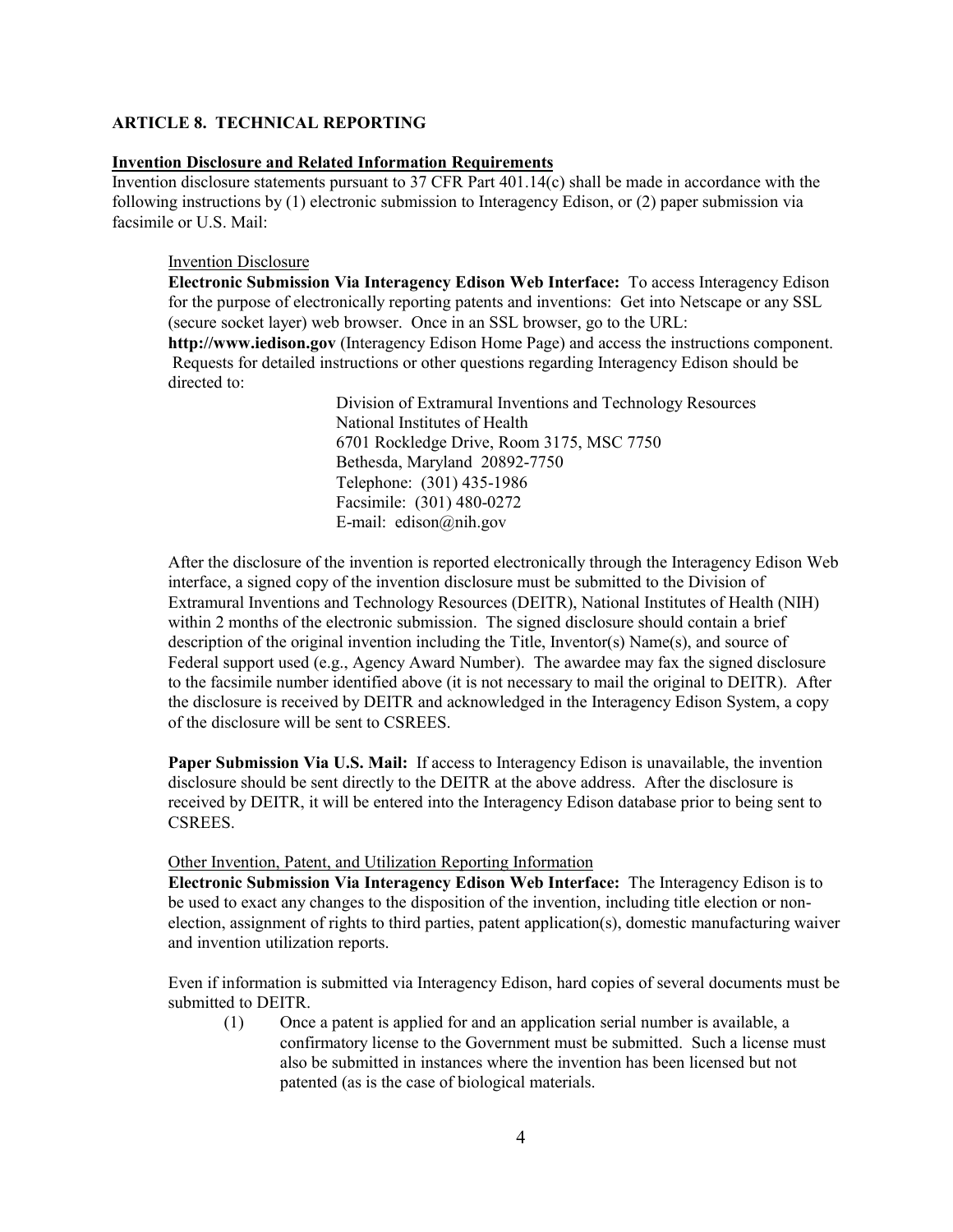## ARTICLE 8. TECHNICAL REPORTING

**Invention Disclosure and Related Information Requirements**

Invention disclosure statements pursuant to 37 CFR Part 401.14(c) shall be made in accordance with the following instructions by (1) electronic submission to Interagency Edison, or (2) paper submission via facsimile or U.S. Mail:

Invention Disclosure

**Electronic Submission Via Interagency Edison Web Interface:** To access Interagency Edison for the purpose of electronically reporting patents and inventions: Get into Netscape or any SSL (secure socket layer) web browser. Once in an SSL browser, go to the URL: **http://www.iedison.gov** (Interagency Edison Home Page) and access the instructions component. Requests for detailed instructions or other questions regarding Interagency Edison should be directed to:

> Division of Extramural Inventions and Technology Resources
> National Institutes of Health
> 6701 Rockledge Drive, Room 3175, MSC 7750
> Bethesda, Maryland 20892-7750
> Telephone: (301) 435-1986
> Facsimile: (301) 480-0272
> E-mail: edison@nih.gov

After the disclosure of the invention is reported electronically through the Interagency Edison Web interface, a signed copy of the invention disclosure must be submitted to the Division of Extramural Inventions and Technology Resources (DEITR), National Institutes of Health (NIH) within 2 months of the electronic submission. The signed disclosure should contain a brief description of the original invention including the Title, Inventor(s) Name(s), and source of Federal support used (e.g., Agency Award Number). The awardee may fax the signed disclosure to the facsimile number identified above (it is not necessary to mail the original to DEITR). After the disclosure is received by DEITR and acknowledged in the Interagency Edison System, a copy of the disclosure will be sent to CSREES.

**Paper Submission Via U.S. Mail:** If access to Interagency Edison is unavailable, the invention disclosure should be sent directly to the DEITR at the above address. After the disclosure is received by DEITR, it will be entered into the Interagency Edison database prior to being sent to CSREES.

Other Invention, Patent, and Utilization Reporting Information

**Electronic Submission Via Interagency Edison Web Interface:** The Interagency Edison is to be used to exact any changes to the disposition of the invention, including title election or non-election, assignment of rights to third parties, patent application(s), domestic manufacturing waiver and invention utilization reports.

Even if information is submitted via Interagency Edison, hard copies of several documents must be submitted to DEITR.

(1) Once a patent is applied for and an application serial number is available, a confirmatory license to the Government must be submitted. Such a license must also be submitted in instances where the invention has been licensed but not patented (as is the case of biological materials.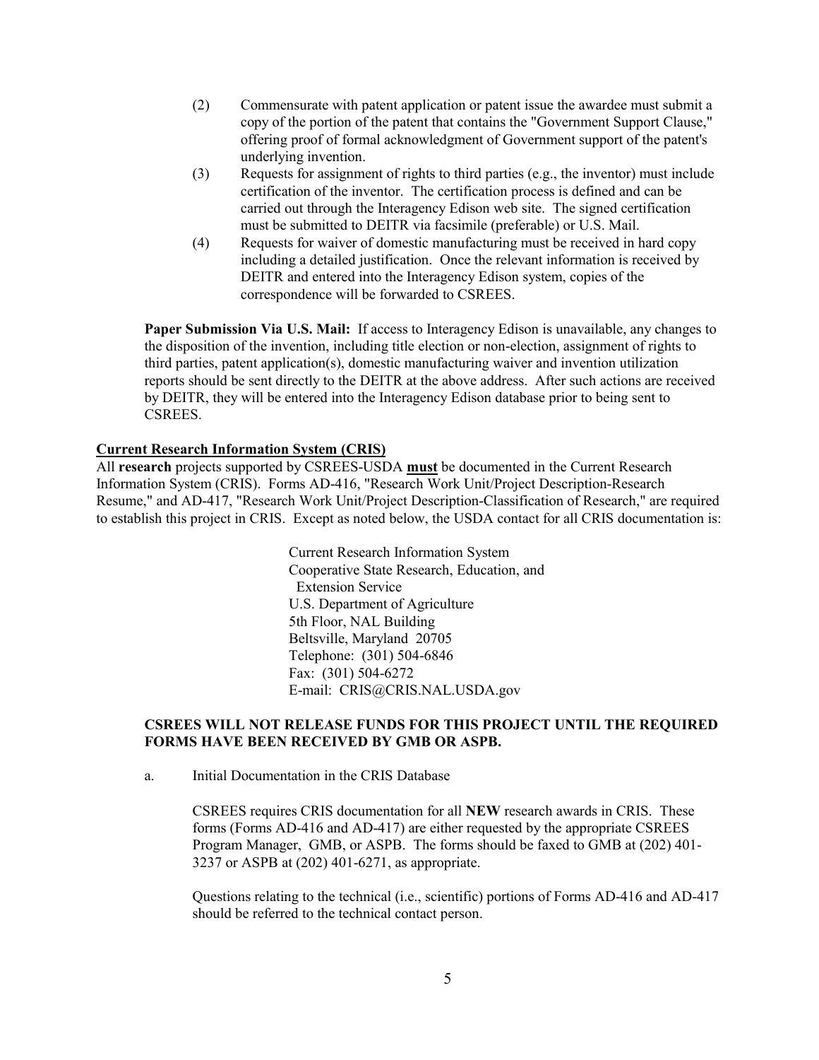(2) Commensurate with patent application or patent issue the awardee must submit a copy of the portion of the patent that contains the "Government Support Clause," offering proof of formal acknowledgment of Government support of the patent's underlying invention.

(3) Requests for assignment of rights to third parties (e.g., the inventor) must include certification of the inventor. The certification process is defined and can be carried out through the Interagency Edison web site. The signed certification must be submitted to DEITR via facsimile (preferable) or U.S. Mail.

(4) Requests for waiver of domestic manufacturing must be received in hard copy including a detailed justification. Once the relevant information is received by DEITR and entered into the Interagency Edison system, copies of the correspondence will be forwarded to CSREES.

**Paper Submission Via U.S. Mail:** If access to Interagency Edison is unavailable, any changes to the disposition of the invention, including title election or non-election, assignment of rights to third parties, patent application(s), domestic manufacturing waiver and invention utilization reports should be sent directly to the DEITR at the above address. After such actions are received by DEITR, they will be entered into the Interagency Edison database prior to being sent to CSREES.

## Current Research Information System (CRIS)

All **research** projects supported by CSREES-USDA **must** be documented in the Current Research Information System (CRIS). Forms AD-416, "Research Work Unit/Project Description-Research Resume," and AD-417, "Research Work Unit/Project Description-Classification of Research," are required to establish this project in CRIS. Except as noted below, the USDA contact for all CRIS documentation is:

Current Research Information System
Cooperative State Research, Education, and
Extension Service
U.S. Department of Agriculture
5th Floor, NAL Building
Beltsville, Maryland 20705
Telephone: (301) 504-6846
Fax: (301) 504-6272
E-mail: CRIS@CRIS.NAL.USDA.gov

**CSREES WILL NOT RELEASE FUNDS FOR THIS PROJECT UNTIL THE REQUIRED FORMS HAVE BEEN RECEIVED BY GMB OR ASPB.**

a. Initial Documentation in the CRIS Database

CSREES requires CRIS documentation for all **NEW** research awards in CRIS. These forms (Forms AD-416 and AD-417) are either requested by the appropriate CSREES Program Manager, GMB, or ASPB. The forms should be faxed to GMB at (202) 401-3237 or ASPB at (202) 401-6271, as appropriate.

Questions relating to the technical (i.e., scientific) portions of Forms AD-416 and AD-417 should be referred to the technical contact person.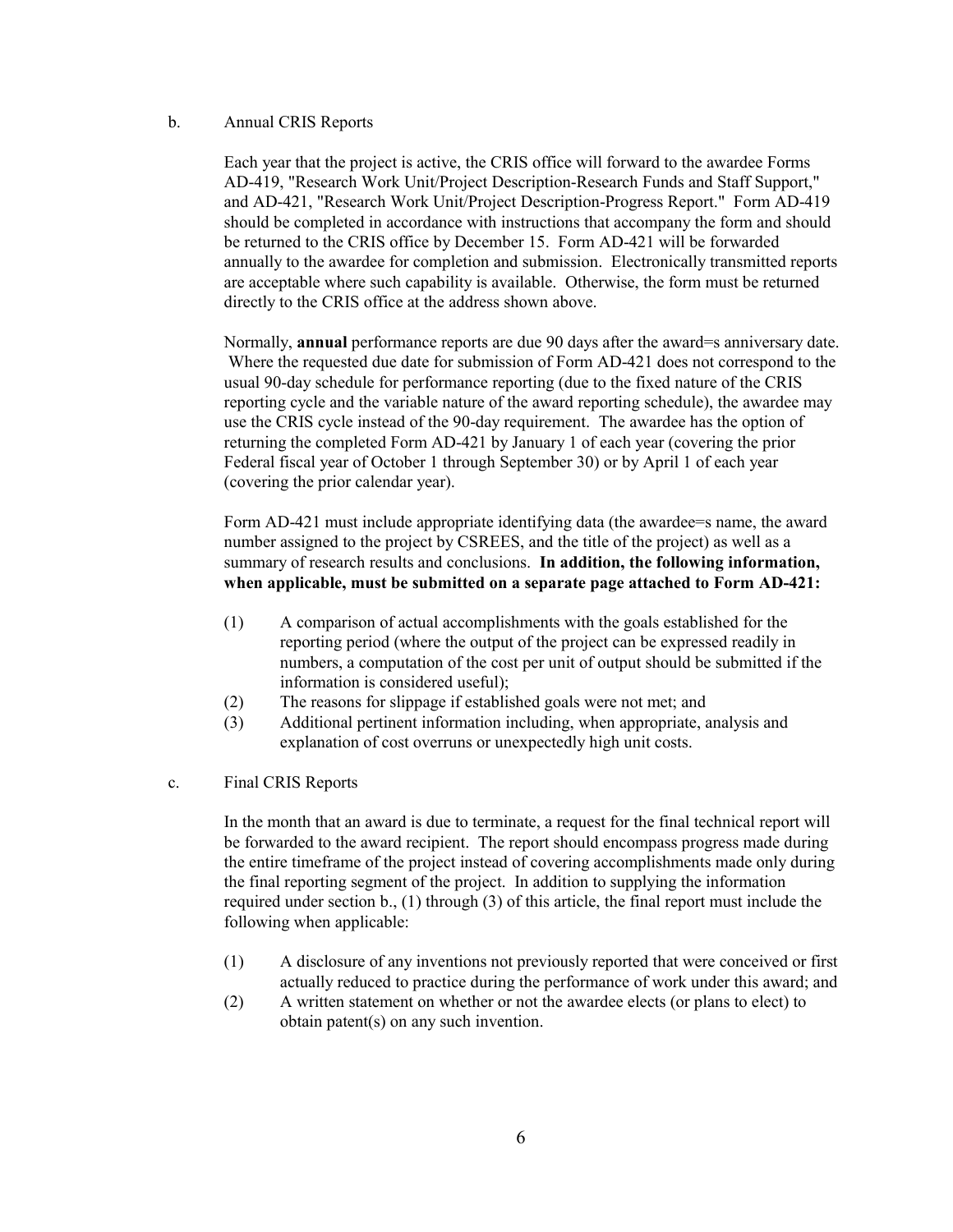b. Annual CRIS Reports

Each year that the project is active, the CRIS office will forward to the awardee Forms AD-419, "Research Work Unit/Project Description-Research Funds and Staff Support," and AD-421, "Research Work Unit/Project Description-Progress Report." Form AD-419 should be completed in accordance with instructions that accompany the form and should be returned to the CRIS office by December 15. Form AD-421 will be forwarded annually to the awardee for completion and submission. Electronically transmitted reports are acceptable where such capability is available. Otherwise, the form must be returned directly to the CRIS office at the address shown above.

Normally, **annual** performance reports are due 90 days after the award=s anniversary date. Where the requested due date for submission of Form AD-421 does not correspond to the usual 90-day schedule for performance reporting (due to the fixed nature of the CRIS reporting cycle and the variable nature of the award reporting schedule), the awardee may use the CRIS cycle instead of the 90-day requirement. The awardee has the option of returning the completed Form AD-421 by January 1 of each year (covering the prior Federal fiscal year of October 1 through September 30) or by April 1 of each year (covering the prior calendar year).

Form AD-421 must include appropriate identifying data (the awardee=s name, the award number assigned to the project by CSREES, and the title of the project) as well as a summary of research results and conclusions. **In addition, the following information, when applicable, must be submitted on a separate page attached to Form AD-421:**

(1) A comparison of actual accomplishments with the goals established for the reporting period (where the output of the project can be expressed readily in numbers, a computation of the cost per unit of output should be submitted if the information is considered useful);
(2) The reasons for slippage if established goals were not met; and
(3) Additional pertinent information including, when appropriate, analysis and explanation of cost overruns or unexpectedly high unit costs.

c. Final CRIS Reports

In the month that an award is due to terminate, a request for the final technical report will be forwarded to the award recipient. The report should encompass progress made during the entire timeframe of the project instead of covering accomplishments made only during the final reporting segment of the project. In addition to supplying the information required under section b., (1) through (3) of this article, the final report must include the following when applicable:

(1) A disclosure of any inventions not previously reported that were conceived or first actually reduced to practice during the performance of work under this award; and
(2) A written statement on whether or not the awardee elects (or plans to elect) to obtain patent(s) on any such invention.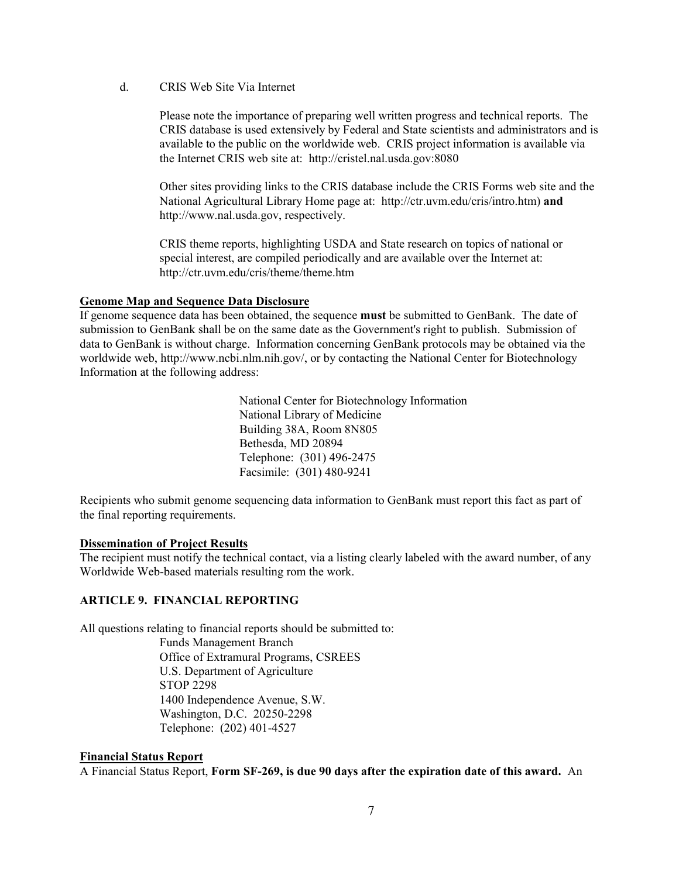d. CRIS Web Site Via Internet

Please note the importance of preparing well written progress and technical reports. The CRIS database is used extensively by Federal and State scientists and administrators and is available to the public on the worldwide web. CRIS project information is available via the Internet CRIS web site at: http://cristel.nal.usda.gov:8080

Other sites providing links to the CRIS database include the CRIS Forms web site and the National Agricultural Library Home page at: http://ctr.uvm.edu/cris/intro.htm) **and** http://www.nal.usda.gov, respectively.

CRIS theme reports, highlighting USDA and State research on topics of national or special interest, are compiled periodically and are available over the Internet at: http://ctr.uvm.edu/cris/theme/theme.htm

**Genome Map and Sequence Data Disclosure**

If genome sequence data has been obtained, the sequence **must** be submitted to GenBank. The date of submission to GenBank shall be on the same date as the Government's right to publish. Submission of data to GenBank is without charge. Information concerning GenBank protocols may be obtained via the worldwide web, http://www.ncbi.nlm.nih.gov/, or by contacting the National Center for Biotechnology Information at the following address:

National Center for Biotechnology Information
National Library of Medicine
Building 38A, Room 8N805
Bethesda, MD 20894
Telephone: (301) 496-2475
Facsimile: (301) 480-9241

Recipients who submit genome sequencing data information to GenBank must report this fact as part of the final reporting requirements.

**Dissemination of Project Results**

The recipient must notify the technical contact, via a listing clearly labeled with the award number, of any Worldwide Web-based materials resulting rom the work.

## ARTICLE 9. FINANCIAL REPORTING

All questions relating to financial reports should be submitted to:

Funds Management Branch
Office of Extramural Programs, CSREES
U.S. Department of Agriculture
STOP 2298
1400 Independence Avenue, S.W.
Washington, D.C. 20250-2298
Telephone: (202) 401-4527

**Financial Status Report**

A Financial Status Report, **Form SF-269, is due 90 days after the expiration date of this award.** An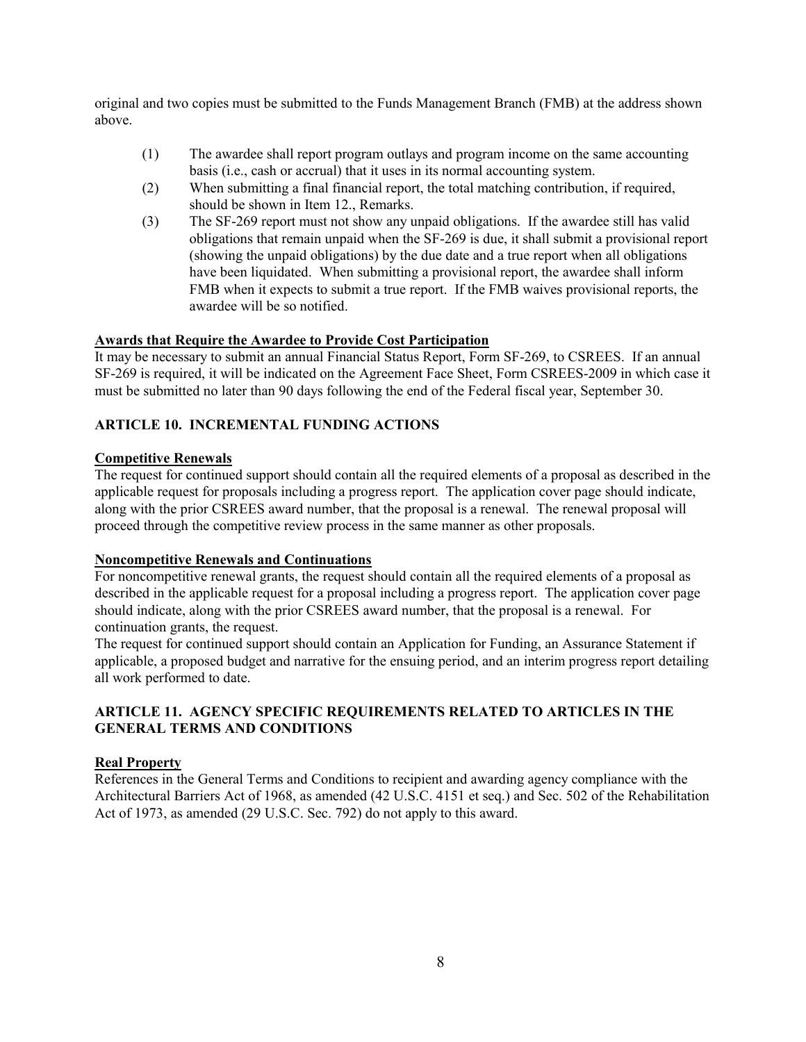original and two copies must be submitted to the Funds Management Branch (FMB) at the address shown above.

(1) The awardee shall report program outlays and program income on the same accounting basis (i.e., cash or accrual) that it uses in its normal accounting system.

(2) When submitting a final financial report, the total matching contribution, if required, should be shown in Item 12., Remarks.

(3) The SF-269 report must not show any unpaid obligations. If the awardee still has valid obligations that remain unpaid when the SF-269 is due, it shall submit a provisional report (showing the unpaid obligations) by the due date and a true report when all obligations have been liquidated. When submitting a provisional report, the awardee shall inform FMB when it expects to submit a true report. If the FMB waives provisional reports, the awardee will be so notified.

**Awards that Require the Awardee to Provide Cost Participation**

It may be necessary to submit an annual Financial Status Report, Form SF-269, to CSREES. If an annual SF-269 is required, it will be indicated on the Agreement Face Sheet, Form CSREES-2009 in which case it must be submitted no later than 90 days following the end of the Federal fiscal year, September 30.

## ARTICLE 10. INCREMENTAL FUNDING ACTIONS

**Competitive Renewals**

The request for continued support should contain all the required elements of a proposal as described in the applicable request for proposals including a progress report. The application cover page should indicate, along with the prior CSREES award number, that the proposal is a renewal. The renewal proposal will proceed through the competitive review process in the same manner as other proposals.

**Noncompetitive Renewals and Continuations**

For noncompetitive renewal grants, the request should contain all the required elements of a proposal as described in the applicable request for a proposal including a progress report. The application cover page should indicate, along with the prior CSREES award number, that the proposal is a renewal. For continuation grants, the request.

The request for continued support should contain an Application for Funding, an Assurance Statement if applicable, a proposed budget and narrative for the ensuing period, and an interim progress report detailing all work performed to date.

## ARTICLE 11. AGENCY SPECIFIC REQUIREMENTS RELATED TO ARTICLES IN THE GENERAL TERMS AND CONDITIONS

**Real Property**

References in the General Terms and Conditions to recipient and awarding agency compliance with the Architectural Barriers Act of 1968, as amended (42 U.S.C. 4151 et seq.) and Sec. 502 of the Rehabilitation Act of 1973, as amended (29 U.S.C. Sec. 792) do not apply to this award.